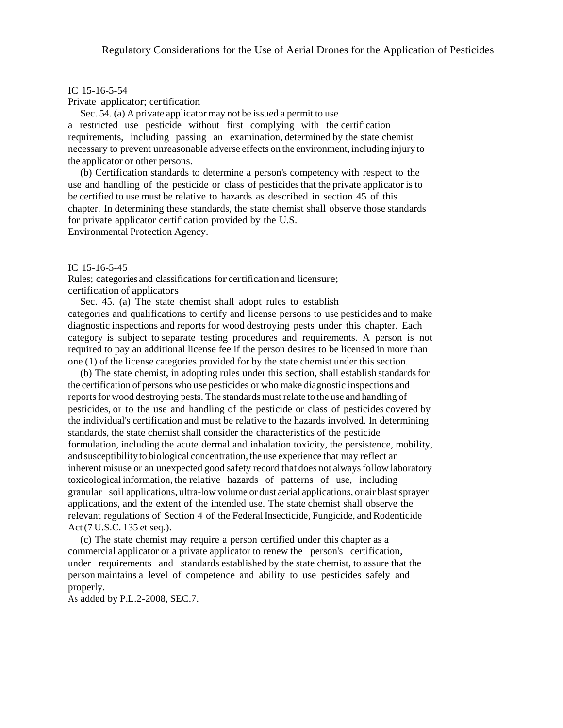IC 15-16-5-54

Private applicator; certification

Sec. 54. (a) A private applicator may not be issued a permit to use a restricted use pesticide without first complying with the certification requirements, including passing an examination, determined by the state chemist necessary to prevent unreasonable adverse effects on the environment, including injury to the applicator or other persons.

(b) Certification standards to determine a person's competency with respect to the use and handling of the pesticide or class of pesticides that the private applicator is to be certified to use must be relative to hazards as described in section 45 of this chapter. In determining these standards, the state chemist shall observe those standards for private applicator certification provided by the U.S. Environmental Protection Agency.

IC 15-16-5-45

Rules; categories and classifications for certification and licensure; certification of applicators

Sec. 45. (a) The state chemist shall adopt rules to establish categories and qualifications to certify and license persons to use pesticides and to make diagnostic inspections and reports for wood destroying pests under this chapter. Each category is subject to separate testing procedures and requirements. A person is not required to pay an additional license fee if the person desires to be licensed in more than one (1) of the license categories provided for by the state chemist under this section.

(b) The state chemist, in adopting rules under this section, shall establish standards for the certification of persons who use pesticides or who make diagnostic inspections and reports for wood destroying pests. The standards must relate to the use and handling of pesticides, or to the use and handling of the pesticide or class of pesticides covered by the individual's certification and must be relative to the hazards involved. In determining standards, the state chemist shall consider the characteristics of the pesticide formulation, including the acute dermal and inhalation toxicity, the persistence, mobility, and susceptibility to biological concentration, the use experience that may reflect an inherent misuse or an unexpected good safety record that does not always follow laboratory toxicological information, the relative hazards of patterns of use, including granular soil applications, ultra-low volume or dust aerial applications, or air blast sprayer applications, and the extent of the intended use. The state chemist shall observe the relevant regulations of Section 4 of the Federal Insecticide, Fungicide, and Rodenticide Act (7 U.S.C. 135 et seq.).

(c) The state chemist may require a person certified under this chapter as a commercial applicator or a private applicator to renew the person's certification, under requirements and standards established by the state chemist, to assure that the person maintains a level of competence and ability to use pesticides safely and properly.

As added by P.L.2-2008, SEC.7.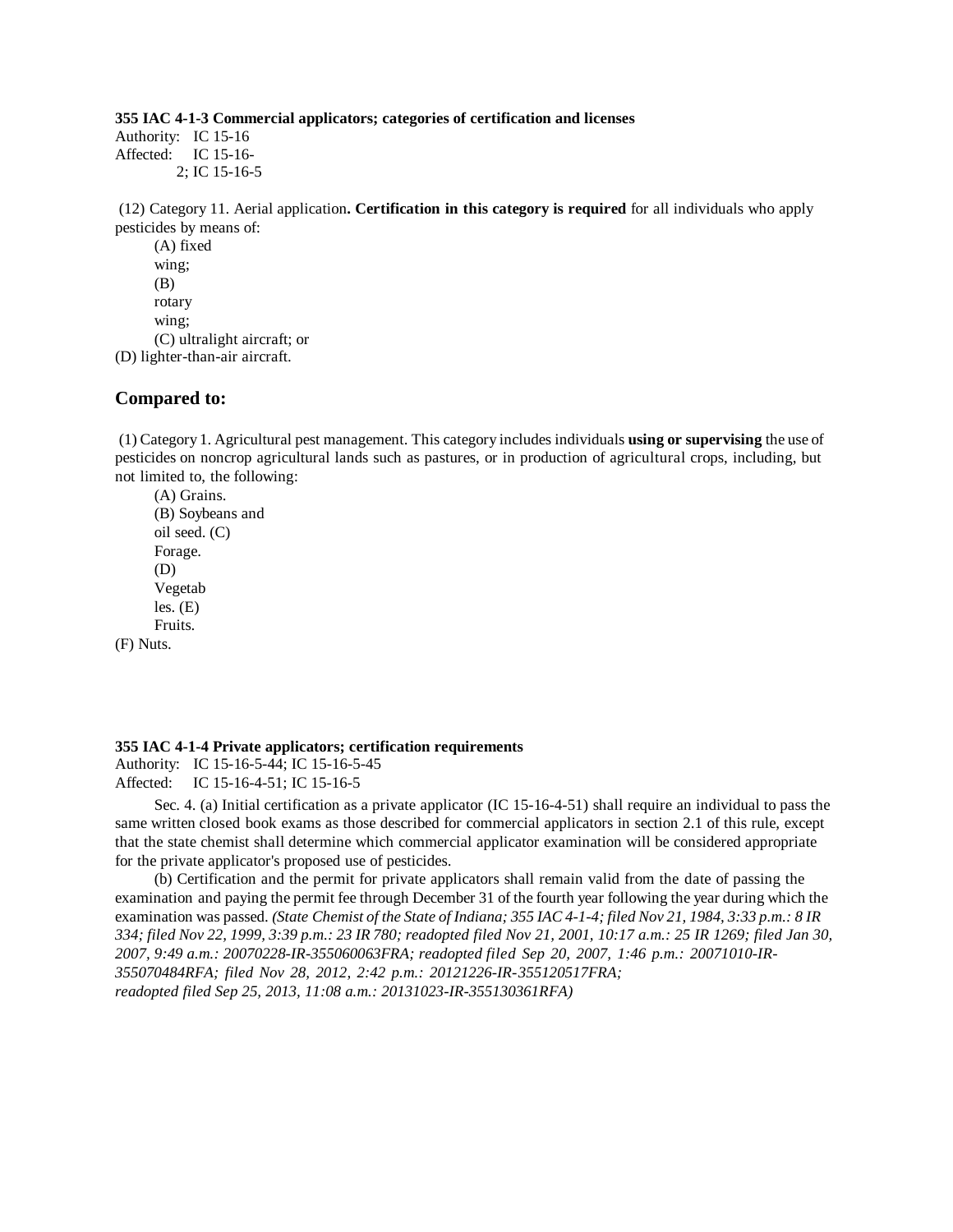**355 IAC 4-1-3 Commercial applicators; categories of certification and licenses**

Authority: IC 15-16
Affected: IC 15-16-2; IC 15-16-5

(12) Category 11. Aerial application**. Certification in this category is required** for all individuals who apply pesticides by means of:

(A) fixed wing;
(B) rotary wing;
(C) ultralight aircraft; or
(D) lighter-than-air aircraft.

## Compared to:

(1) Category 1. Agricultural pest management. This category includes individuals **using or supervising** the use of pesticides on noncrop agricultural lands such as pastures, or in production of agricultural crops, including, but not limited to, the following:

(A) Grains.
(B) Soybeans and oil seed.
(C) Forage.
(D) Vegetables.
(E) Fruits.
(F) Nuts.

**355 IAC 4-1-4 Private applicators; certification requirements**

Authority: IC 15-16-5-44; IC 15-16-5-45
Affected: IC 15-16-4-51; IC 15-16-5

Sec. 4. (a) Initial certification as a private applicator (IC 15-16-4-51) shall require an individual to pass the same written closed book exams as those described for commercial applicators in section 2.1 of this rule, except that the state chemist shall determine which commercial applicator examination will be considered appropriate for the private applicator's proposed use of pesticides.

(b) Certification and the permit for private applicators shall remain valid from the date of passing the examination and paying the permit fee through December 31 of the fourth year following the year during which the examination was passed. *(State Chemist of the State of Indiana; 355 IAC 4-1-4; filed Nov 21, 1984, 3:33 p.m.: 8 IR 334; filed Nov 22, 1999, 3:39 p.m.: 23 IR 780; readopted filed Nov 21, 2001, 10:17 a.m.: 25 IR 1269; filed Jan 30, 2007, 9:49 a.m.: 20070228-IR-355060063FRA; readopted filed Sep 20, 2007, 1:46 p.m.: 20071010-IR-355070484RFA; filed Nov 28, 2012, 2:42 p.m.: 20121226-IR-355120517FRA; readopted filed Sep 25, 2013, 11:08 a.m.: 20131023-IR-355130361RFA)*